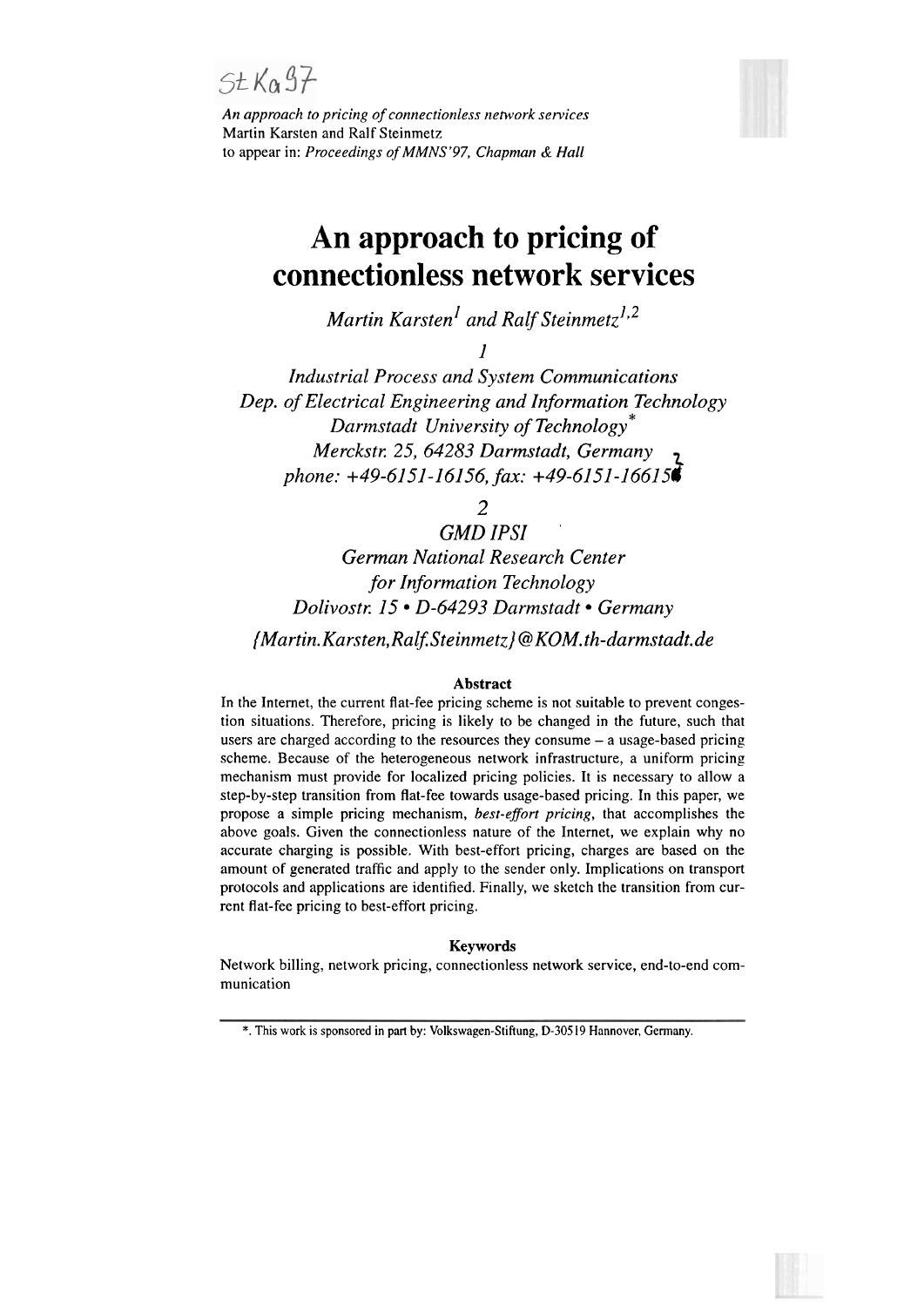StKa97

*An approach to pricing of connectionless network services*
Martin Karsten and Ralf Steinmetz
to appear in: *Proceedings of MMNS'97, Chapman & Hall*

# An approach to pricing of connectionless network services

*Martin Karsten[1] and Ralf Steinmetz[1,2]*

*1*

*Industrial Process and System Communications*
*Dep. of Electrical Engineering and Information Technology*
*Darmstadt University of Technology\**
*Merckstr. 25, 64283 Darmstadt, Germany*
*phone: +49-6151-16156, fax: +49-6151-166152*

*2*

*GMD IPSI*
*German National Research Center*
*for Information Technology*
*Dolivostr. 15 • D-64293 Darmstadt • Germany*

*{Martin.Karsten,Ralf.Steinmetz}@KOM.th-darmstadt.de*

**Abstract**

In the Internet, the current flat-fee pricing scheme is not suitable to prevent congestion situations. Therefore, pricing is likely to be changed in the future, such that users are charged according to the resources they consume – a usage-based pricing scheme. Because of the heterogeneous network infrastructure, a uniform pricing mechanism must provide for localized pricing policies. It is necessary to allow a step-by-step transition from flat-fee towards usage-based pricing. In this paper, we propose a simple pricing mechanism, *best-effort pricing*, that accomplishes the above goals. Given the connectionless nature of the Internet, we explain why no accurate charging is possible. With best-effort pricing, charges are based on the amount of generated traffic and apply to the sender only. Implications on transport protocols and applications are identified. Finally, we sketch the transition from current flat-fee pricing to best-effort pricing.

**Keywords**

Network billing, network pricing, connectionless network service, end-to-end communication

---

\*. This work is sponsored in part by: Volkswagen-Stiftung, D-30519 Hannover, Germany.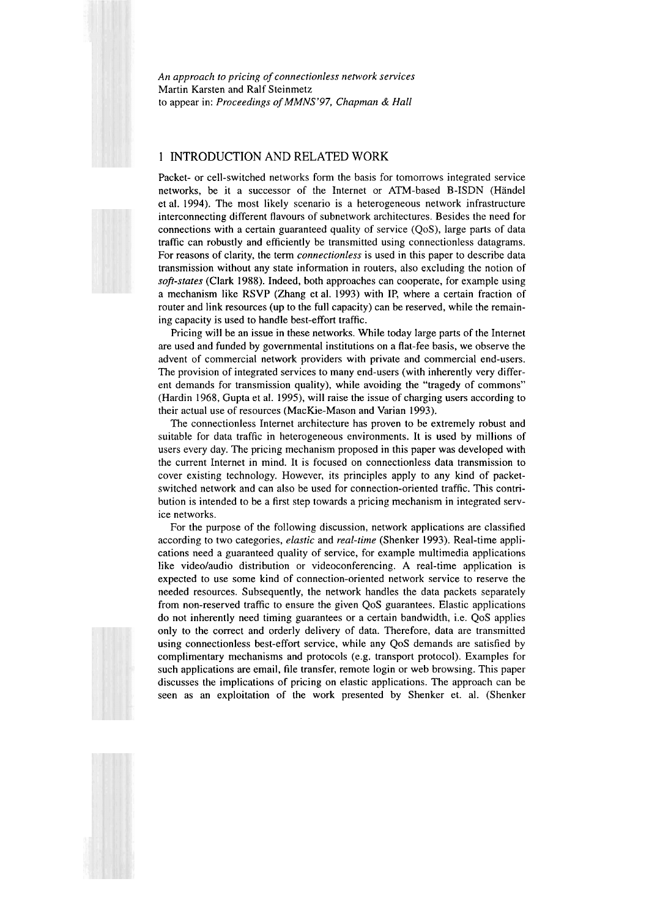*An approach to pricing of connectionless network services*
Martin Karsten and Ralf Steinmetz
to appear in: *Proceedings of MMNS'97, Chapman & Hall*

## 1 INTRODUCTION AND RELATED WORK

Packet- or cell-switched networks form the basis for tomorrows integrated service networks, be it a successor of the Internet or ATM-based B-ISDN (Händel et al. 1994). The most likely scenario is a heterogeneous network infrastructure interconnecting different flavours of subnetwork architectures. Besides the need for connections with a certain guaranteed quality of service (QoS), large parts of data traffic can robustly and efficiently be transmitted using connectionless datagrams. For reasons of clarity, the term *connectionless* is used in this paper to describe data transmission without any state information in routers, also excluding the notion of *soft-states* (Clark 1988). Indeed, both approaches can cooperate, for example using a mechanism like RSVP (Zhang et al. 1993) with IP, where a certain fraction of router and link resources (up to the full capacity) can be reserved, while the remaining capacity is used to handle best-effort traffic.

Pricing will be an issue in these networks. While today large parts of the Internet are used and funded by governmental institutions on a flat-fee basis, we observe the advent of commercial network providers with private and commercial end-users. The provision of integrated services to many end-users (with inherently very different demands for transmission quality), while avoiding the "tragedy of commons" (Hardin 1968, Gupta et al. 1995), will raise the issue of charging users according to their actual use of resources (MacKie-Mason and Varian 1993).

The connectionless Internet architecture has proven to be extremely robust and suitable for data traffic in heterogeneous environments. It is used by millions of users every day. The pricing mechanism proposed in this paper was developed with the current Internet in mind. It is focused on connectionless data transmission to cover existing technology. However, its principles apply to any kind of packet-switched network and can also be used for connection-oriented traffic. This contribution is intended to be a first step towards a pricing mechanism in integrated service networks.

For the purpose of the following discussion, network applications are classified according to two categories, *elastic* and *real-time* (Shenker 1993). Real-time applications need a guaranteed quality of service, for example multimedia applications like video/audio distribution or videoconferencing. A real-time application is expected to use some kind of connection-oriented network service to reserve the needed resources. Subsequently, the network handles the data packets separately from non-reserved traffic to ensure the given QoS guarantees. Elastic applications do not inherently need timing guarantees or a certain bandwidth, i.e. QoS applies only to the correct and orderly delivery of data. Therefore, data are transmitted using connectionless best-effort service, while any QoS demands are satisfied by complimentary mechanisms and protocols (e.g. transport protocol). Examples for such applications are email, file transfer, remote login or web browsing. This paper discusses the implications of pricing on elastic applications. The approach can be seen as an exploitation of the work presented by Shenker et. al. (Shenker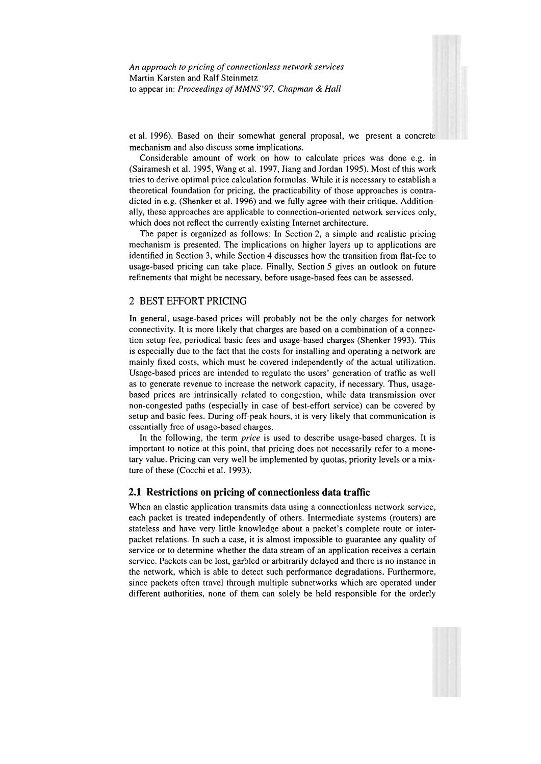et al. 1996). Based on their somewhat general proposal, we present a concrete mechanism and also discuss some implications.

Considerable amount of work on how to calculate prices was done e.g. in (Sairamesh et al. 1995, Wang et al. 1997, Jiang and Jordan 1995). Most of this work tries to derive optimal price calculation formulas. While it is necessary to establish a theoretical foundation for pricing, the practicability of those approaches is contradicted in e.g. (Shenker et al. 1996) and we fully agree with their critique. Additionally, these approaches are applicable to connection-oriented network services only, which does not reflect the currently existing Internet architecture.

The paper is organized as follows: In Section 2, a simple and realistic pricing mechanism is presented. The implications on higher layers up to applications are identified in Section 3, while Section 4 discusses how the transition from flat-fee to usage-based pricing can take place. Finally, Section 5 gives an outlook on future refinements that might be necessary, before usage-based fees can be assessed.

## 2 BEST EFFORT PRICING

In general, usage-based prices will probably not be the only charges for network connectivity. It is more likely that charges are based on a combination of a connection setup fee, periodical basic fees and usage-based charges (Shenker 1993). This is especially due to the fact that the costs for installing and operating a network are mainly fixed costs, which must be covered independently of the actual utilization. Usage-based prices are intended to regulate the users' generation of traffic as well as to generate revenue to increase the network capacity, if necessary. Thus, usage-based prices are intrinsically related to congestion, while data transmission over non-congested paths (especially in case of best-effort service) can be covered by setup and basic fees. During off-peak hours, it is very likely that communication is essentially free of usage-based charges.

In the following, the term *price* is used to describe usage-based charges. It is important to notice at this point, that pricing does not necessarily refer to a monetary value. Pricing can very well be implemented by quotas, priority levels or a mixture of these (Cocchi et al. 1993).

### 2.1 Restrictions on pricing of connectionless data traffic

When an elastic application transmits data using a connectionless network service, each packet is treated independently of others. Intermediate systems (routers) are stateless and have very little knowledge about a packet's complete route or inter-packet relations. In such a case, it is almost impossible to guarantee any quality of service or to determine whether the data stream of an application receives a certain service. Packets can be lost, garbled or arbitrarily delayed and there is no instance in the network, which is able to detect such performance degradations. Furthermore, since packets often travel through multiple subnetworks which are operated under different authorities, none of them can solely be held responsible for the orderly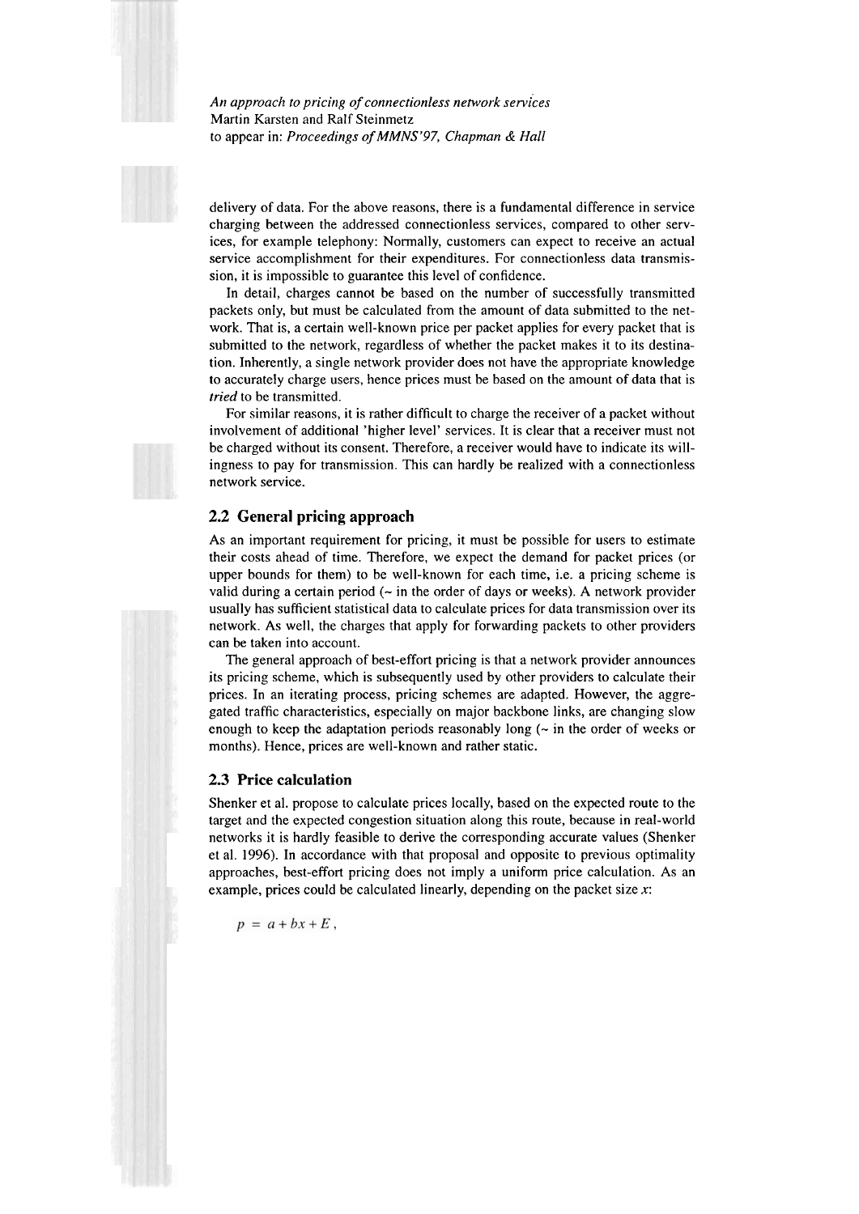delivery of data. For the above reasons, there is a fundamental difference in service charging between the addressed connectionless services, compared to other services, for example telephony: Normally, customers can expect to receive an actual service accomplishment for their expenditures. For connectionless data transmission, it is impossible to guarantee this level of confidence.

In detail, charges cannot be based on the number of successfully transmitted packets only, but must be calculated from the amount of data submitted to the network. That is, a certain well-known price per packet applies for every packet that is submitted to the network, regardless of whether the packet makes it to its destination. Inherently, a single network provider does not have the appropriate knowledge to accurately charge users, hence prices must be based on the amount of data that is *tried* to be transmitted.

For similar reasons, it is rather difficult to charge the receiver of a packet without involvement of additional 'higher level' services. It is clear that a receiver must not be charged without its consent. Therefore, a receiver would have to indicate its willingness to pay for transmission. This can hardly be realized with a connectionless network service.

## 2.2 General pricing approach

As an important requirement for pricing, it must be possible for users to estimate their costs ahead of time. Therefore, we expect the demand for packet prices (or upper bounds for them) to be well-known for each time, i.e. a pricing scheme is valid during a certain period (~ in the order of days or weeks). A network provider usually has sufficient statistical data to calculate prices for data transmission over its network. As well, the charges that apply for forwarding packets to other providers can be taken into account.

The general approach of best-effort pricing is that a network provider announces its pricing scheme, which is subsequently used by other providers to calculate their prices. In an iterating process, pricing schemes are adapted. However, the aggregated traffic characteristics, especially on major backbone links, are changing slow enough to keep the adaptation periods reasonably long (~ in the order of weeks or months). Hence, prices are well-known and rather static.

## 2.3 Price calculation

Shenker et al. propose to calculate prices locally, based on the expected route to the target and the expected congestion situation along this route, because in real-world networks it is hardly feasible to derive the corresponding accurate values (Shenker et al. 1996). In accordance with that proposal and opposite to previous optimality approaches, best-effort pricing does not imply a uniform price calculation. As an example, prices could be calculated linearly, depending on the packet size $x$:

$$p = a + bx + E,$$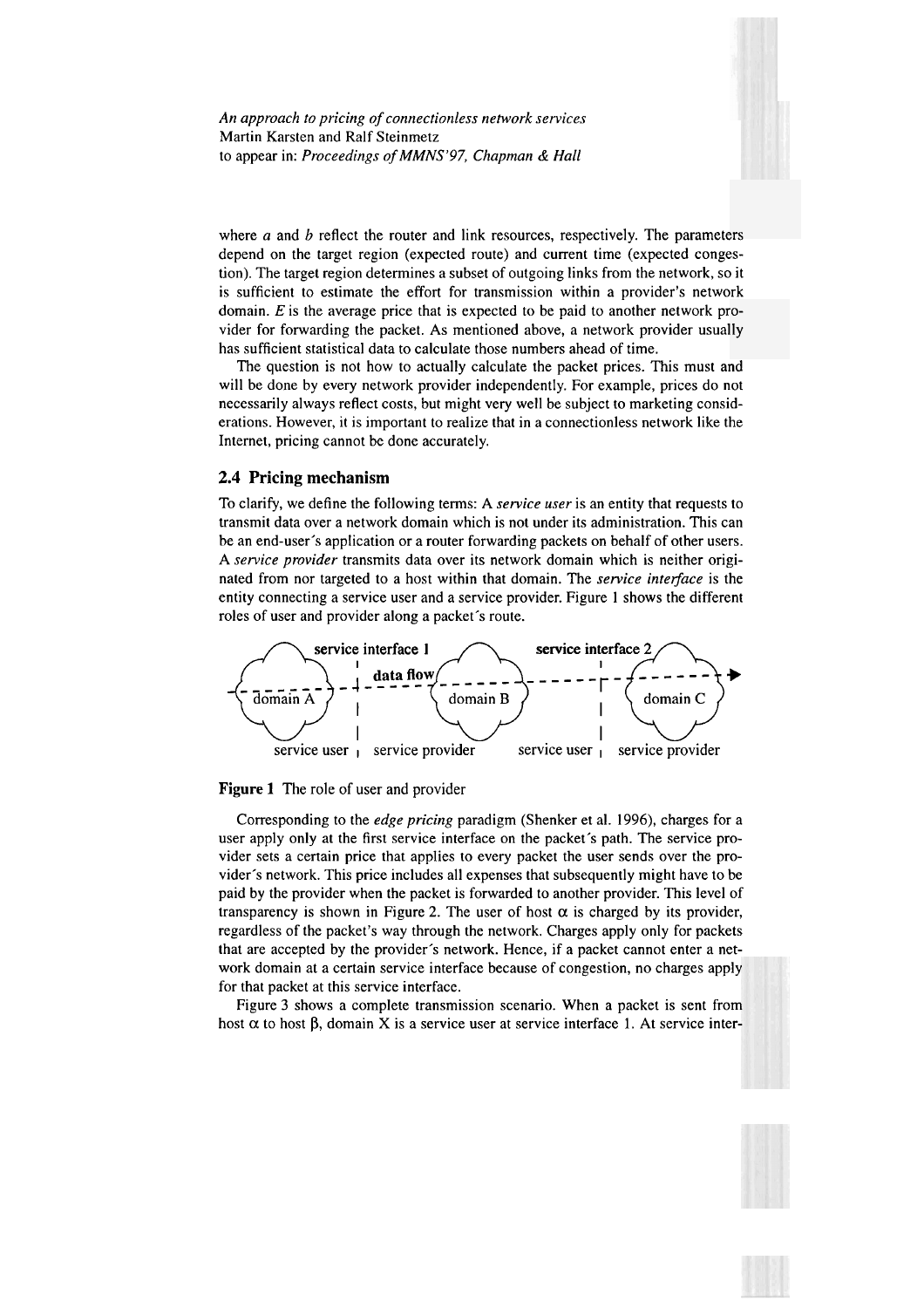where $a$ and $b$ reflect the router and link resources, respectively. The parameters depend on the target region (expected route) and current time (expected congestion). The target region determines a subset of outgoing links from the network, so it is sufficient to estimate the effort for transmission within a provider's network domain. $E$ is the average price that is expected to be paid to another network provider for forwarding the packet. As mentioned above, a network provider usually has sufficient statistical data to calculate those numbers ahead of time.

The question is not how to actually calculate the packet prices. This must and will be done by every network provider independently. For example, prices do not necessarily always reflect costs, but might very well be subject to marketing considerations. However, it is important to realize that in a connectionless network like the Internet, pricing cannot be done accurately.

## 2.4 Pricing mechanism

To clarify, we define the following terms: A *service user* is an entity that requests to transmit data over a network domain which is not under its administration. This can be an end-user's application or a router forwarding packets on behalf of other users. A *service provider* transmits data over its network domain which is neither originated from nor targeted to a host within that domain. The *service interface* is the entity connecting a service user and a service provider. Figure 1 shows the different roles of user and provider along a packet's route.

service interface 1
service interface 2
data flow
domain A
domain B
domain C
service user
service provider
service user
service provider

**Figure 1** The role of user and provider

Corresponding to the *edge pricing* paradigm (Shenker et al. 1996), charges for a user apply only at the first service interface on the packet's path. The service provider sets a certain price that applies to every packet the user sends over the provider's network. This price includes all expenses that subsequently might have to be paid by the provider when the packet is forwarded to another provider. This level of transparency is shown in Figure 2. The user of host $\alpha$ is charged by its provider, regardless of the packet's way through the network. Charges apply only for packets that are accepted by the provider's network. Hence, if a packet cannot enter a network domain at a certain service interface because of congestion, no charges apply for that packet at this service interface.

Figure 3 shows a complete transmission scenario. When a packet is sent from host $\alpha$ to host $\beta$, domain X is a service user at service interface 1. At service inter-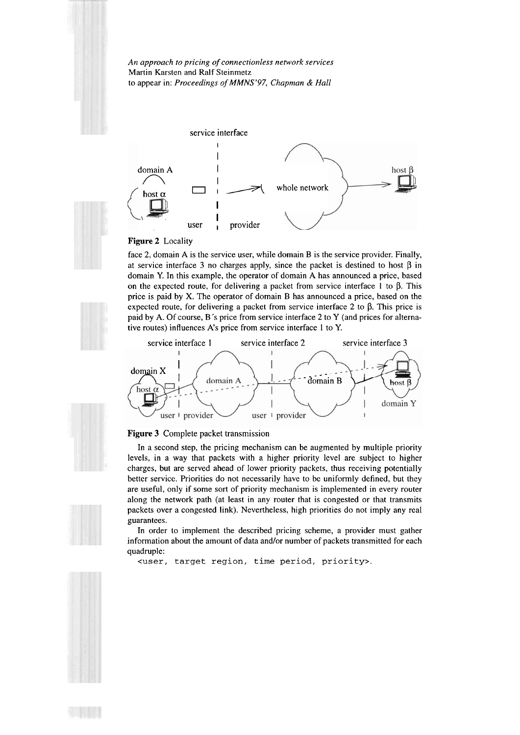Figure 2 Locality

face 2, domain A is the service user, while domain B is the service provider. Finally, at service interface 3 no charges apply, since the packet is destined to host β in domain Y. In this example, the operator of domain A has announced a price, based on the expected route, for delivering a packet from service interface 1 to β. This price is paid by X. The operator of domain B has announced a price, based on the expected route, for delivering a packet from service interface 2 to β. This price is paid by A. Of course, B´s price from service interface 2 to Y (and prices for alternative routes) influences A's price from service interface 1 to Y.

Figure 3 Complete packet transmission

In a second step, the pricing mechanism can be augmented by multiple priority levels, in a way that packets with a higher priority level are subject to higher charges, but are served ahead of lower priority packets, thus receiving potentially better service. Priorities do not necessarily have to be uniformly defined, but they are useful, only if some sort of priority mechanism is implemented in every router along the network path (at least in any router that is congested or that transmits packets over a congested link). Nevertheless, high priorities do not imply any real guarantees.

In order to implement the described pricing scheme, a provider must gather information about the amount of data and/or number of packets transmitted for each quadruple:

```
<user, target region, time period, priority>.
```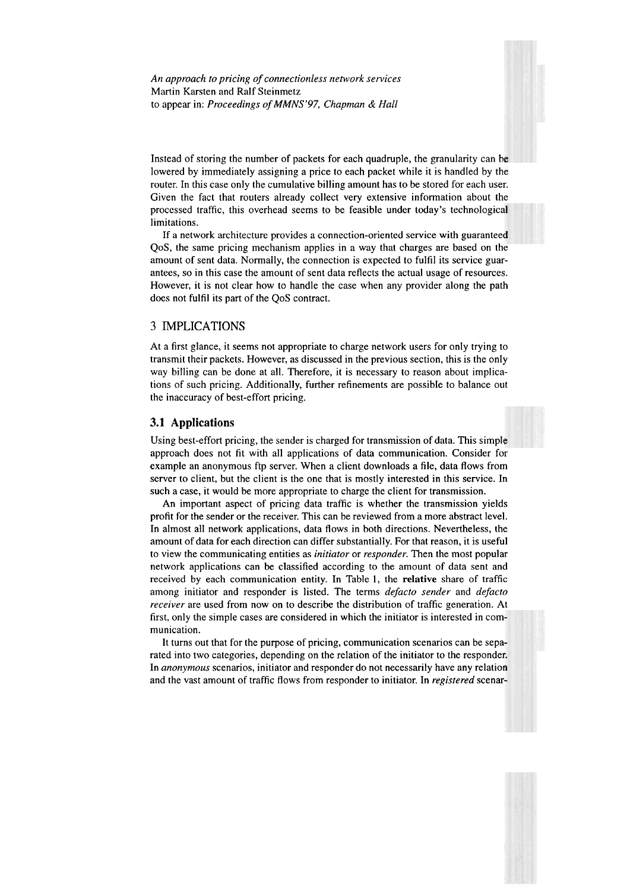Instead of storing the number of packets for each quadruple, the granularity can be lowered by immediately assigning a price to each packet while it is handled by the router. In this case only the cumulative billing amount has to be stored for each user. Given the fact that routers already collect very extensive information about the processed traffic, this overhead seems to be feasible under today's technological limitations.

If a network architecture provides a connection-oriented service with guaranteed QoS, the same pricing mechanism applies in a way that charges are based on the amount of sent data. Normally, the connection is expected to fulfil its service guarantees, so in this case the amount of sent data reflects the actual usage of resources. However, it is not clear how to handle the case when any provider along the path does not fulfil its part of the QoS contract.

## 3 IMPLICATIONS

At a first glance, it seems not appropriate to charge network users for only trying to transmit their packets. However, as discussed in the previous section, this is the only way billing can be done at all. Therefore, it is necessary to reason about implications of such pricing. Additionally, further refinements are possible to balance out the inaccuracy of best-effort pricing.

### 3.1 Applications

Using best-effort pricing, the sender is charged for transmission of data. This simple approach does not fit with all applications of data communication. Consider for example an anonymous ftp server. When a client downloads a file, data flows from server to client, but the client is the one that is mostly interested in this service. In such a case, it would be more appropriate to charge the client for transmission.

An important aspect of pricing data traffic is whether the transmission yields profit for the sender or the receiver. This can be reviewed from a more abstract level. In almost all network applications, data flows in both directions. Nevertheless, the amount of data for each direction can differ substantially. For that reason, it is useful to view the communicating entities as *initiator* or *responder*. Then the most popular network applications can be classified according to the amount of data sent and received by each communication entity. In Table 1, the **relative** share of traffic among initiator and responder is listed. The terms *defacto sender* and *defacto receiver* are used from now on to describe the distribution of traffic generation. At first, only the simple cases are considered in which the initiator is interested in communication.

It turns out that for the purpose of pricing, communication scenarios can be separated into two categories, depending on the relation of the initiator to the responder. In *anonymous* scenarios, initiator and responder do not necessarily have any relation and the vast amount of traffic flows from responder to initiator. In *registered* scenar-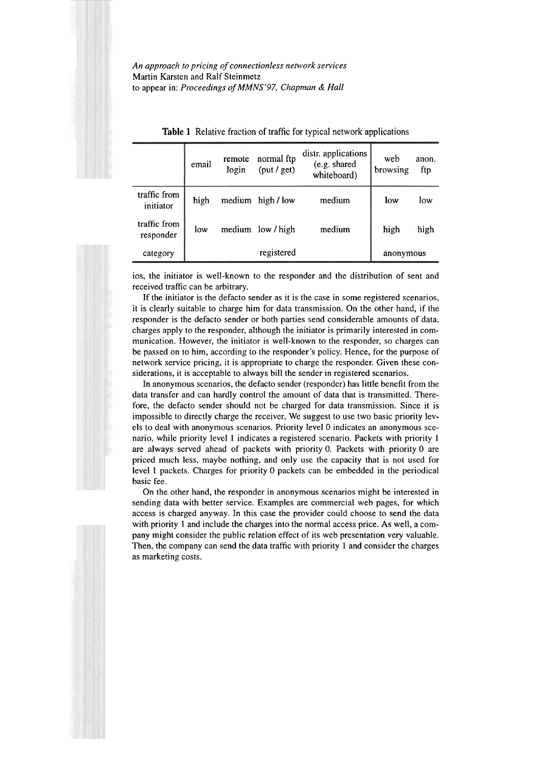**Table 1** Relative fraction of traffic for typical network applications

| | email | remote login | normal ftp (put / get) | distr. applications (e.g. shared whiteboard) | web browsing | anon. ftp |
|---|---|---|---|---|---|---|
| traffic from initiator | high | medium | high / low | medium | low | low |
| traffic from responder | low | medium | low / high | medium | high | high |
| category | registered | | | | anonymous | |

ios, the initiator is well-known to the responder and the distribution of sent and received traffic can be arbitrary.

If the initiator is the defacto sender as it is the case in some registered scenarios, it is clearly suitable to charge him for data transmission. On the other hand, if the responder is the defacto sender or both parties send considerable amounts of data, charges apply to the responder, although the initiator is primarily interested in communication. However, the initiator is well-known to the responder, so charges can be passed on to him, according to the responder's policy. Hence, for the purpose of network service pricing, it is appropriate to charge the responder. Given these considerations, it is acceptable to always bill the sender in registered scenarios.

In anonymous scenarios, the defacto sender (responder) has little benefit from the data transfer and can hardly control the amount of data that is transmitted. Therefore, the defacto sender should not be charged for data transmission. Since it is impossible to directly charge the receiver, We suggest to use two basic priority levels to deal with anonymous scenarios. Priority level 0 indicates an anonymous scenario, while priority level 1 indicates a registered scenario. Packets with priority 1 are always served ahead of packets with priority 0. Packets with priority 0 are priced much less, maybe nothing, and only use the capacity that is not used for level 1 packets. Charges for priority 0 packets can be embedded in the periodical basic fee.

On the other hand, the responder in anonymous scenarios might be interested in sending data with better service. Examples are commercial web pages, for which access is charged anyway. In this case the provider could choose to send the data with priority 1 and include the charges into the normal access price. As well, a company might consider the public relation effect of its web presentation very valuable. Then, the company can send the data traffic with priority 1 and consider the charges as marketing costs.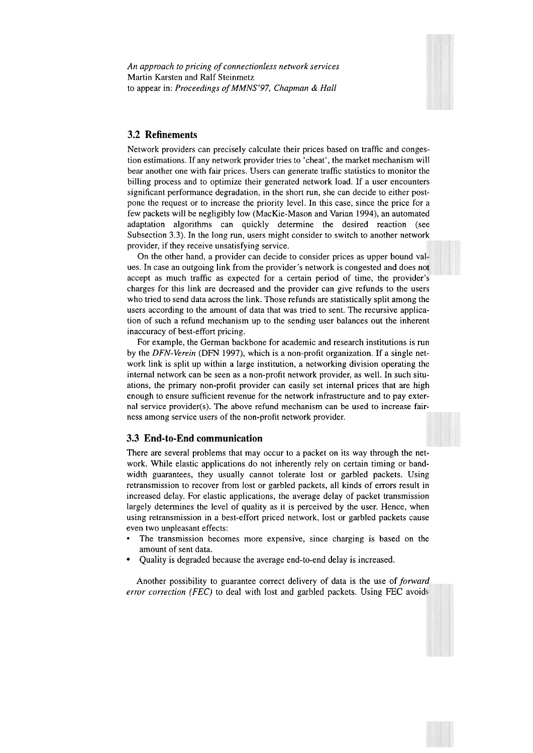### 3.2 Refinements

Network providers can precisely calculate their prices based on traffic and congestion estimations. If any network provider tries to 'cheat', the market mechanism will bear another one with fair prices. Users can generate traffic statistics to monitor the billing process and to optimize their generated network load. If a user encounters significant performance degradation, in the short run, she can decide to either postpone the request or to increase the priority level. In this case, since the price for a few packets will be negligibly low (MacKie-Mason and Varian 1994), an automated adaptation algorithms can quickly determine the desired reaction (see Subsection 3.3). In the long run, users might consider to switch to another network provider, if they receive unsatisfying service.

On the other hand, a provider can decide to consider prices as upper bound values. In case an outgoing link from the provider´s network is congested and does not accept as much traffic as expected for a certain period of time, the provider's charges for this link are decreased and the provider can give refunds to the users who tried to send data across the link. Those refunds are statistically split among the users according to the amount of data that was tried to sent. The recursive application of such a refund mechanism up to the sending user balances out the inherent inaccuracy of best-effort pricing.

For example, the German backbone for academic and research institutions is run by the *DFN-Verein* (DFN 1997), which is a non-profit organization. If a single network link is split up within a large institution, a networking division operating the internal network can be seen as a non-profit network provider, as well. In such situations, the primary non-profit provider can easily set internal prices that are high enough to ensure sufficient revenue for the network infrastructure and to pay external service provider(s). The above refund mechanism can be used to increase fairness among service users of the non-profit network provider.

### 3.3 End-to-End communication

There are several problems that may occur to a packet on its way through the network. While elastic applications do not inherently rely on certain timing or bandwidth guarantees, they usually cannot tolerate lost or garbled packets. Using retransmission to recover from lost or garbled packets, all kinds of errors result in increased delay. For elastic applications, the average delay of packet transmission largely determines the level of quality as it is perceived by the user. Hence, when using retransmission in a best-effort priced network, lost or garbled packets cause even two unpleasant effects:

- The transmission becomes more expensive, since charging is based on the amount of sent data.
- Quality is degraded because the average end-to-end delay is increased.

Another possibility to guarantee correct delivery of data is the use of *forward error correction (FEC)* to deal with lost and garbled packets. Using FEC avoids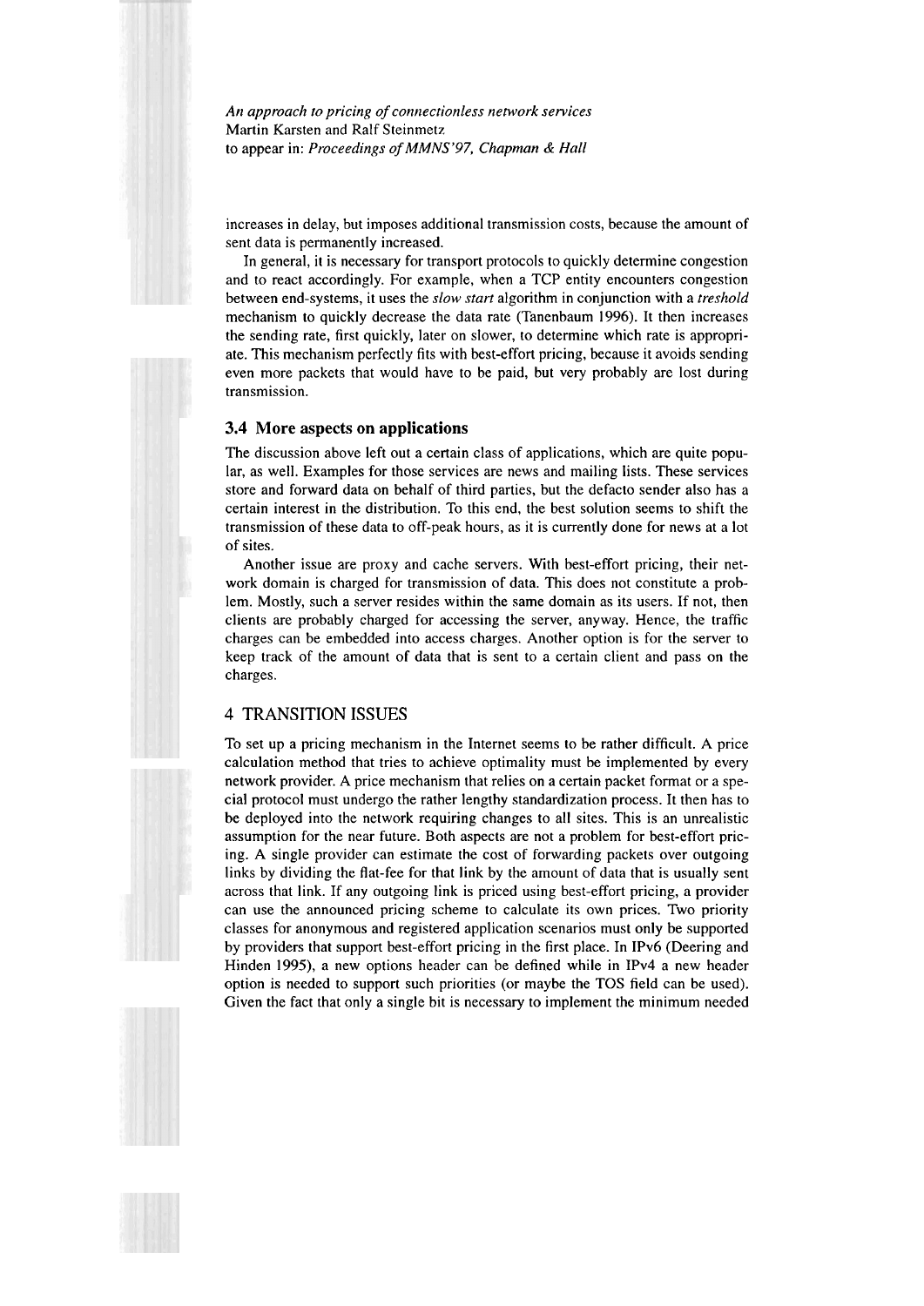increases in delay, but imposes additional transmission costs, because the amount of sent data is permanently increased.

In general, it is necessary for transport protocols to quickly determine congestion and to react accordingly. For example, when a TCP entity encounters congestion between end-systems, it uses the *slow start* algorithm in conjunction with a *treshold* mechanism to quickly decrease the data rate (Tanenbaum 1996). It then increases the sending rate, first quickly, later on slower, to determine which rate is appropriate. This mechanism perfectly fits with best-effort pricing, because it avoids sending even more packets that would have to be paid, but very probably are lost during transmission.

### 3.4 More aspects on applications

The discussion above left out a certain class of applications, which are quite popular, as well. Examples for those services are news and mailing lists. These services store and forward data on behalf of third parties, but the defacto sender also has a certain interest in the distribution. To this end, the best solution seems to shift the transmission of these data to off-peak hours, as it is currently done for news at a lot of sites.

Another issue are proxy and cache servers. With best-effort pricing, their network domain is charged for transmission of data. This does not constitute a problem. Mostly, such a server resides within the same domain as its users. If not, then clients are probably charged for accessing the server, anyway. Hence, the traffic charges can be embedded into access charges. Another option is for the server to keep track of the amount of data that is sent to a certain client and pass on the charges.

## 4 TRANSITION ISSUES

To set up a pricing mechanism in the Internet seems to be rather difficult. A price calculation method that tries to achieve optimality must be implemented by every network provider. A price mechanism that relies on a certain packet format or a special protocol must undergo the rather lengthy standardization process. It then has to be deployed into the network requiring changes to all sites. This is an unrealistic assumption for the near future. Both aspects are not a problem for best-effort pricing. A single provider can estimate the cost of forwarding packets over outgoing links by dividing the flat-fee for that link by the amount of data that is usually sent across that link. If any outgoing link is priced using best-effort pricing, a provider can use the announced pricing scheme to calculate its own prices. Two priority classes for anonymous and registered application scenarios must only be supported by providers that support best-effort pricing in the first place. In IPv6 (Deering and Hinden 1995), a new options header can be defined while in IPv4 a new header option is needed to support such priorities (or maybe the TOS field can be used). Given the fact that only a single bit is necessary to implement the minimum needed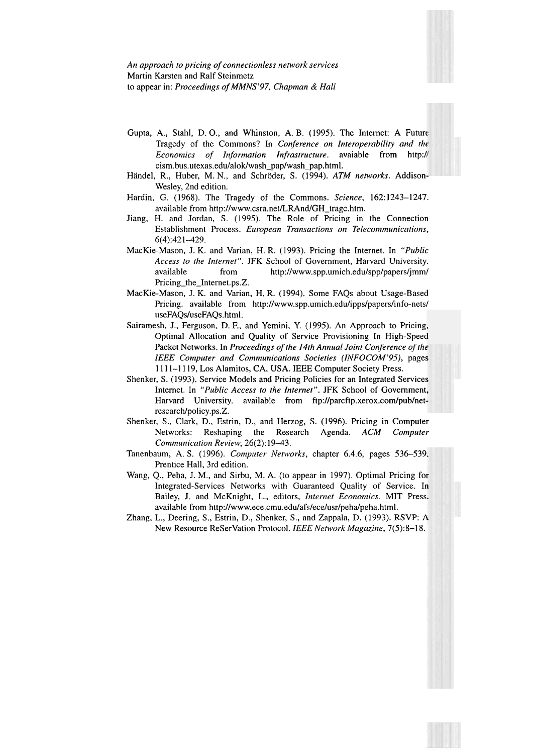Gupta, A., Stahl, D. O., and Whinston, A. B. (1995). The Internet: A Future Tragedy of the Commons? In *Conference on Interoperability and the Economics of Information Infrastructure*. avaiable from http://cism.bus.utexas.edu/alok/wash_pap/wash_pap.html.

Händel, R., Huber, M. N., and Schröder, S. (1994). *ATM networks*. Addison-Wesley, 2nd edition.

Hardin, G. (1968). The Tragedy of the Commons. *Science*, 162:1243–1247. available from http://www.csra.net/LRAnd/GH_tragc.htm.

Jiang, H. and Jordan, S. (1995). The Role of Pricing in the Connection Establishment Process. *European Transactions on Telecommunications*, 6(4):421–429.

MacKie-Mason, J. K. and Varian, H. R. (1993). Pricing the Internet. In *"Public Access to the Internet"*. JFK School of Government, Harvard University. available from http://www.spp.umich.edu/spp/papers/jmm/Pricing_the_Internet.ps.Z.

MacKie-Mason, J. K. and Varian, H. R. (1994). Some FAQs about Usage-Based Pricing. available from http://www.spp.umich.edu/ipps/papers/info-nets/useFAQs/useFAQs.html.

Sairamesh, J., Ferguson, D. F., and Yemini, Y. (1995). An Approach to Pricing, Optimal Allocation and Quality of Service Provisioning In High-Speed Packet Networks. In *Proceedings of the 14th Annual Joint Conference of the IEEE Computer and Communications Societies (INFOCOM'95)*, pages 1111–1119, Los Alamitos, CA, USA. IEEE Computer Society Press.

Shenker, S. (1993). Service Models and Pricing Policies for an Integrated Services Internet. In *"Public Access to the Internet"*. JFK School of Government, Harvard University. available from ftp://parcftp.xerox.com/pub/net-research/policy.ps.Z.

Shenker, S., Clark, D., Estrin, D., and Herzog, S. (1996). Pricing in Computer Networks: Reshaping the Research Agenda. *ACM Computer Communication Review*, 26(2):19–43.

Tanenbaum, A. S. (1996). *Computer Networks*, chapter 6.4.6, pages 536–539. Prentice Hall, 3rd edition.

Wang, Q., Peha, J. M., and Sirbu, M. A. (to appear in 1997). Optimal Pricing for Integrated-Services Networks with Guaranteed Quality of Service. In Bailey, J. and McKnight, L., editors, *Internet Economics*. MIT Press. available from http://www.ece.cmu.edu/afs/ece/usr/peha/peha.html.

Zhang, L., Deering, S., Estrin, D., Shenker, S., and Zappala, D. (1993). RSVP: A New Resource ReSerVation Protocol. *IEEE Network Magazine*, 7(5):8–18.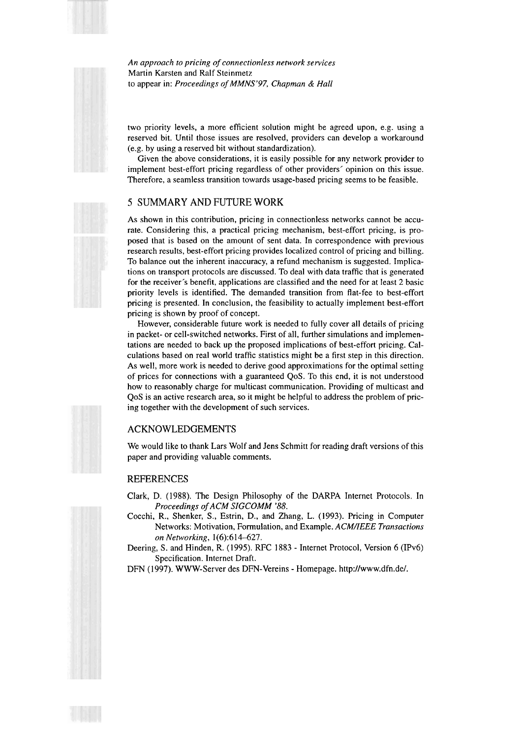two priority levels, a more efficient solution might be agreed upon, e.g. using a reserved bit. Until those issues are resolved, providers can develop a workaround (e.g. by using a reserved bit without standardization).

Given the above considerations, it is easily possible for any network provider to implement best-effort pricing regardless of other providers´ opinion on this issue. Therefore, a seamless transition towards usage-based pricing seems to be feasible.

## 5 SUMMARY AND FUTURE WORK

As shown in this contribution, pricing in connectionless networks cannot be accurate. Considering this, a practical pricing mechanism, best-effort pricing, is proposed that is based on the amount of sent data. In correspondence with previous research results, best-effort pricing provides localized control of pricing and billing. To balance out the inherent inaccuracy, a refund mechanism is suggested. Implications on transport protocols are discussed. To deal with data traffic that is generated for the receiver´s benefit, applications are classified and the need for at least 2 basic priority levels is identified. The demanded transition from flat-fee to best-effort pricing is presented. In conclusion, the feasibility to actually implement best-effort pricing is shown by proof of concept.

However, considerable future work is needed to fully cover all details of pricing in packet- or cell-switched networks. First of all, further simulations and implementations are needed to back up the proposed implications of best-effort pricing. Calculations based on real world traffic statistics might be a first step in this direction. As well, more work is needed to derive good approximations for the optimal setting of prices for connections with a guaranteed QoS. To this end, it is not understood how to reasonably charge for multicast communication. Providing of multicast and QoS is an active research area, so it might be helpful to address the problem of pricing together with the development of such services.

## ACKNOWLEDGEMENTS

We would like to thank Lars Wolf and Jens Schmitt for reading draft versions of this paper and providing valuable comments.

## REFERENCES

Clark, D. (1988). The Design Philosophy of the DARPA Internet Protocols. In *Proceedings of ACM SIGCOMM '88*.

Cocchi, R., Shenker, S., Estrin, D., and Zhang, L. (1993). Pricing in Computer Networks: Motivation, Formulation, and Example. *ACM/IEEE Transactions on Networking*, 1(6):614–627.

Deering, S. and Hinden, R. (1995). RFC 1883 - Internet Protocol, Version 6 (IPv6) Specification. Internet Draft.

DFN (1997). WWW-Server des DFN-Vereins - Homepage. http://www.dfn.de/.